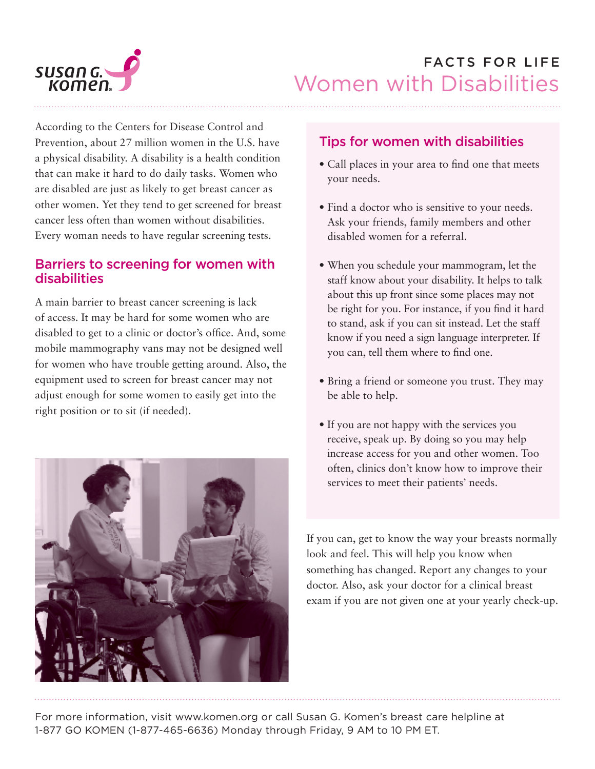FACTS FOR LIFE

# Women with Disabilities

According to the Centers for Disease Control and Prevention, about 27 million women in the U.S. have a physical disability. A disability is a health condition that can make it hard to do daily tasks. Women who are disabled are just as likely to get breast cancer as other women. Yet they tend to get screened for breast cancer less often than women without disabilities. Every woman needs to have regular screening tests.

## Barriers to screening for women with disabilities

A main barrier to breast cancer screening is lack of access. It may be hard for some women who are disabled to get to a clinic or doctor's office. And, some mobile mammography vans may not be designed well for women who have trouble getting around. Also, the equipment used to screen for breast cancer may not adjust enough for some women to easily get into the right position or to sit (if needed).

## Tips for women with disabilities

- Call places in your area to find one that meets your needs.
- Find a doctor who is sensitive to your needs. Ask your friends, family members and other disabled women for a referral.
- When you schedule your mammogram, let the staff know about your disability. It helps to talk about this up front since some places may not be right for you. For instance, if you find it hard to stand, ask if you can sit instead. Let the staff know if you need a sign language interpreter. If you can, tell them where to find one.
- Bring a friend or someone you trust. They may be able to help.
- If you are not happy with the services you receive, speak up. By doing so you may help increase access for you and other women. Too often, clinics don't know how to improve their services to meet their patients' needs.

If you can, get to know the way your breasts normally look and feel. This will help you know when something has changed. Report any changes to your doctor. Also, ask your doctor for a clinical breast exam if you are not given one at your yearly check-up.

For more information, visit www.komen.org or call Susan G. Komen's breast care helpline at 1-877 GO KOMEN (1-877-465-6636) Monday through Friday, 9 AM to 10 PM ET.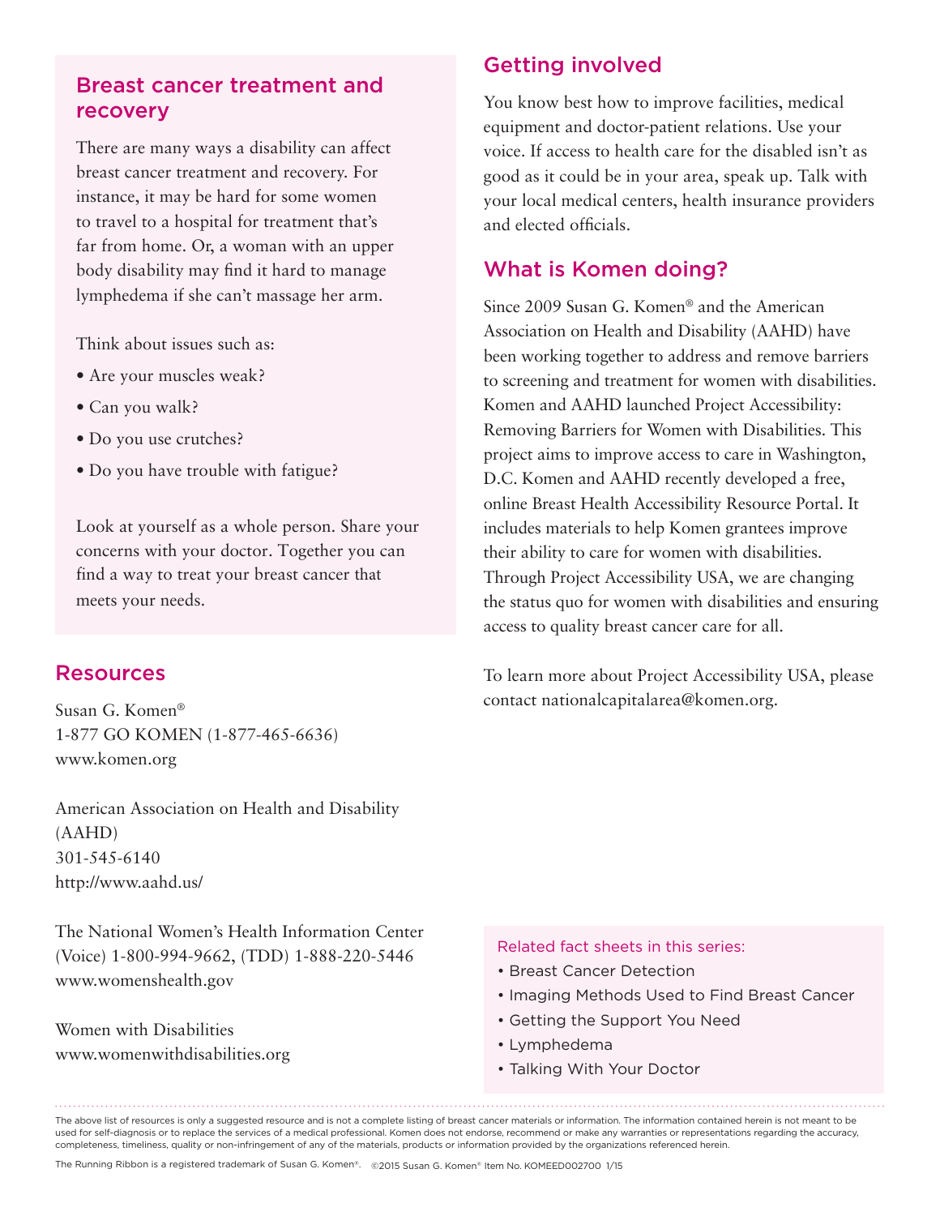## Breast cancer treatment and recovery

There are many ways a disability can affect breast cancer treatment and recovery. For instance, it may be hard for some women to travel to a hospital for treatment that's far from home. Or, a woman with an upper body disability may find it hard to manage lymphedema if she can't massage her arm.

Think about issues such as:

- Are your muscles weak?
- Can you walk?
- Do you use crutches?
- Do you have trouble with fatigue?

Look at yourself as a whole person. Share your concerns with your doctor. Together you can find a way to treat your breast cancer that meets your needs.

## Resources

Susan G. Komen®
1-877 GO KOMEN (1-877-465-6636)
www.komen.org

American Association on Health and Disability (AAHD)
301-545-6140
http://www.aahd.us/

The National Women's Health Information Center
(Voice) 1-800-994-9662, (TDD) 1-888-220-5446
www.womenshealth.gov

Women with Disabilities
www.womenwithdisabilities.org

## Getting involved

You know best how to improve facilities, medical equipment and doctor-patient relations. Use your voice. If access to health care for the disabled isn't as good as it could be in your area, speak up. Talk with your local medical centers, health insurance providers and elected officials.

## What is Komen doing?

Since 2009 Susan G. Komen® and the American Association on Health and Disability (AAHD) have been working together to address and remove barriers to screening and treatment for women with disabilities. Komen and AAHD launched Project Accessibility: Removing Barriers for Women with Disabilities. This project aims to improve access to care in Washington, D.C. Komen and AAHD recently developed a free, online Breast Health Accessibility Resource Portal. It includes materials to help Komen grantees improve their ability to care for women with disabilities. Through Project Accessibility USA, we are changing the status quo for women with disabilities and ensuring access to quality breast cancer care for all.

To learn more about Project Accessibility USA, please contact nationalcapitalarea@komen.org.

Related fact sheets in this series:

- Breast Cancer Detection
- Imaging Methods Used to Find Breast Cancer
- Getting the Support You Need
- Lymphedema
- Talking With Your Doctor

---

The above list of resources is only a suggested resource and is not a complete listing of breast cancer materials or information. The information contained herein is not meant to be used for self-diagnosis or to replace the services of a medical professional. Komen does not endorse, recommend or make any warranties or representations regarding the accuracy, completeness, timeliness, quality or non-infringement of any of the materials, products or information provided by the organizations referenced herein.

The Running Ribbon is a registered trademark of Susan G. Komen®. ©2015 Susan G. Komen® Item No. KOMEED002700 1/15